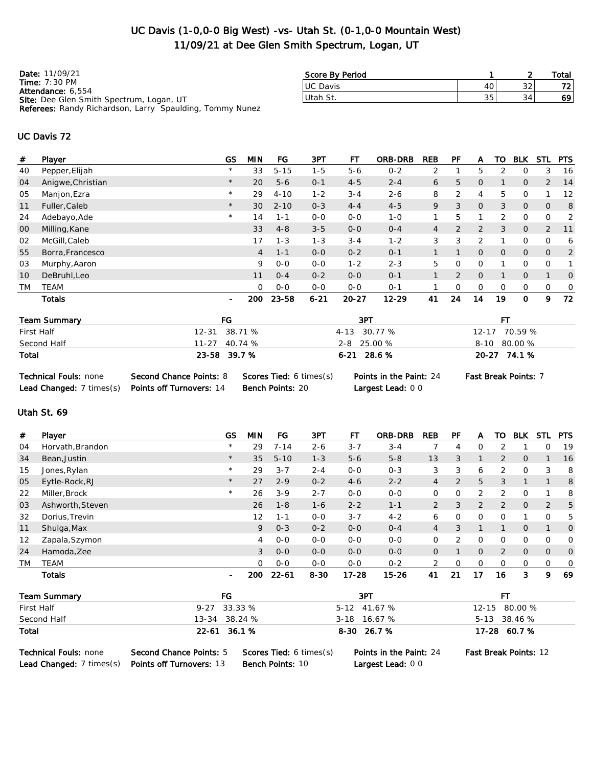# UC Davis (1-0,0-0 Big West) -vs- Utah St. (0-1,0-0 Mountain West)
# 11/09/21 at Dee Glen Smith Spectrum, Logan, UT

**Date:** 11/09/21
**Time:** 7:30 PM
**Attendance:** 6,554
**Site:** Dee Glen Smith Spectrum, Logan, UT
**Referees:** Randy Richardson, Larry Spaulding, Tommy Nunez

| Score By Period | 1 | 2 | Total |
|---|---|---|---|
| UC Davis | 40 | 32 | 72 |
| Utah St. | 35 | 34 | 69 |

## UC Davis 72

| # | Player | GS | MIN | FG | 3PT | FT | ORB-DRB | REB | PF | A | TO | BLK | STL | PTS |
|---|---|---|---|---|---|---|---|---|---|---|---|---|---|---|
| 40 | Pepper,Elijah | * | 33 | 5-15 | 1-5 | 5-6 | 0-2 | 2 | 1 | 5 | 2 | 0 | 3 | 16 |
| 04 | Anigwe,Christian | * | 20 | 5-6 | 0-1 | 4-5 | 2-4 | 6 | 5 | 0 | 1 | 0 | 2 | 14 |
| 05 | Manjon,Ezra | * | 29 | 4-10 | 1-2 | 3-4 | 2-6 | 8 | 2 | 4 | 5 | 0 | 1 | 12 |
| 11 | Fuller,Caleb | * | 30 | 2-10 | 0-3 | 4-4 | 4-5 | 9 | 3 | 0 | 3 | 0 | 0 | 8 |
| 24 | Adebayo,Ade | * | 14 | 1-1 | 0-0 | 0-0 | 1-0 | 1 | 5 | 1 | 2 | 0 | 0 | 2 |
| 00 | Milling,Kane | | 33 | 4-8 | 3-5 | 0-0 | 0-4 | 4 | 2 | 2 | 3 | 0 | 2 | 11 |
| 02 | McGill,Caleb | | 17 | 1-3 | 1-3 | 3-4 | 1-2 | 3 | 3 | 2 | 1 | 0 | 0 | 6 |
| 55 | Borra,Francesco | | 4 | 1-1 | 0-0 | 0-2 | 0-1 | 1 | 1 | 0 | 0 | 0 | 0 | 2 |
| 03 | Murphy,Aaron | | 9 | 0-0 | 0-0 | 1-2 | 2-3 | 5 | 0 | 0 | 1 | 0 | 0 | 1 |
| 10 | DeBruhl,Leo | | 11 | 0-4 | 0-2 | 0-0 | 0-1 | 1 | 2 | 0 | 1 | 0 | 1 | 0 |
| TM | TEAM | | 0 | 0-0 | 0-0 | 0-0 | 0-1 | 1 | 0 | 0 | 0 | 0 | 0 | 0 |
| | **Totals** | - | **200** | **23-58** | **6-21** | **20-27** | **12-29** | **41** | **24** | **14** | **19** | **0** | **9** | **72** |

| Team Summary | FG | 3PT | FT |
|---|---|---|---|
| First Half | 12-31 38.71 % | 4-13 30.77 % | 12-17 70.59 % |
| Second Half | 11-27 40.74 % | 2-8 25.00 % | 8-10 80.00 % |
| **Total** | **23-58 39.7 %** | **6-21 28.6 %** | **20-27 74.1 %** |

**Technical Fouls:** none  **Second Chance Points:** 8  **Scores Tied:** 6 times(s)  **Points in the Paint:** 24  **Fast Break Points:** 7
**Lead Changed:** 7 times(s)  **Points off Turnovers:** 14  **Bench Points:** 20  **Largest Lead:** 0 0

## Utah St. 69

| # | Player | GS | MIN | FG | 3PT | FT | ORB-DRB | REB | PF | A | TO | BLK | STL | PTS |
|---|---|---|---|---|---|---|---|---|---|---|---|---|---|---|
| 04 | Horvath,Brandon | * | 29 | 7-14 | 2-6 | 3-7 | 3-4 | 7 | 4 | 0 | 2 | 1 | 0 | 19 |
| 34 | Bean,Justin | * | 35 | 5-10 | 1-3 | 5-6 | 5-8 | 13 | 3 | 1 | 2 | 0 | 1 | 16 |
| 15 | Jones,Rylan | * | 29 | 3-7 | 2-4 | 0-0 | 0-3 | 3 | 3 | 6 | 2 | 0 | 3 | 8 |
| 05 | Eytle-Rock,RJ | * | 27 | 2-9 | 0-2 | 4-6 | 2-2 | 4 | 2 | 5 | 3 | 1 | 1 | 8 |
| 22 | Miller,Brock | * | 26 | 3-9 | 2-7 | 0-0 | 0-0 | 0 | 0 | 2 | 2 | 0 | 1 | 8 |
| 03 | Ashworth,Steven | | 26 | 1-8 | 1-6 | 2-2 | 1-1 | 2 | 3 | 2 | 2 | 0 | 2 | 5 |
| 32 | Dorius,Trevin | | 12 | 1-1 | 0-0 | 3-7 | 4-2 | 6 | 0 | 0 | 0 | 1 | 0 | 5 |
| 11 | Shulga,Max | | 9 | 0-3 | 0-2 | 0-0 | 0-4 | 4 | 3 | 1 | 1 | 0 | 1 | 0 |
| 12 | Zapala,Szymon | | 4 | 0-0 | 0-0 | 0-0 | 0-0 | 0 | 2 | 0 | 0 | 0 | 0 | 0 |
| 24 | Hamoda,Zee | | 3 | 0-0 | 0-0 | 0-0 | 0-0 | 0 | 1 | 0 | 2 | 0 | 0 | 0 |
| TM | TEAM | | 0 | 0-0 | 0-0 | 0-0 | 0-2 | 2 | 0 | 0 | 0 | 0 | 0 | 0 |
| | **Totals** | - | **200** | **22-61** | **8-30** | **17-28** | **15-26** | **41** | **21** | **17** | **16** | **3** | **9** | **69** |

| Team Summary | FG | 3PT | FT |
|---|---|---|---|
| First Half | 9-27 33.33 % | 5-12 41.67 % | 12-15 80.00 % |
| Second Half | 13-34 38.24 % | 3-18 16.67 % | 5-13 38.46 % |
| **Total** | **22-61 36.1 %** | **8-30 26.7 %** | **17-28 60.7 %** |

**Technical Fouls:** none  **Second Chance Points:** 5  **Scores Tied:** 6 times(s)  **Points in the Paint:** 24  **Fast Break Points:** 12
**Lead Changed:** 7 times(s)  **Points off Turnovers:** 13  **Bench Points:** 10  **Largest Lead:** 0 0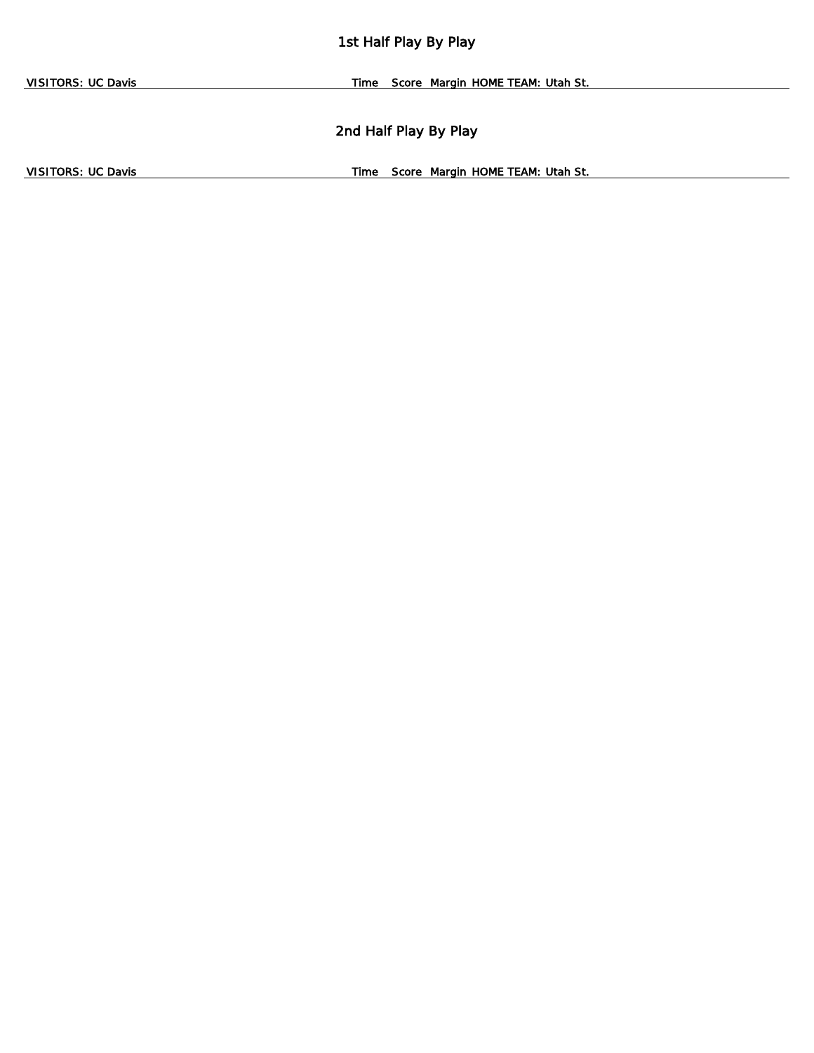## 1st Half Play By Play

| VISITORS: UC Davis | Time | Score | Margin | HOME TEAM: Utah St. |
|---|---|---|---|---|

## 2nd Half Play By Play

| VISITORS: UC Davis | Time | Score | Margin | HOME TEAM: Utah St. |
|---|---|---|---|---|